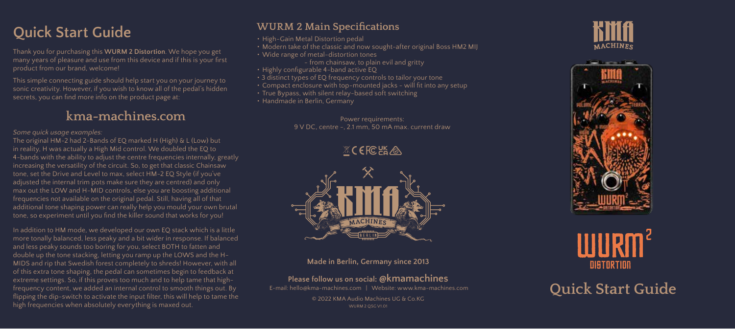# Quick Start Guide

Thank you for purchasing this **WURM 2 Distortion**. We hope you get many years of pleasure and use from this device and if this is your first product from our brand, welcome!

This simple connecting guide should help start you on your journey to sonic creativity. However, if you wish to know all of the pedal's hidden secrets, you can find more info on the product page at:

## kma-machines.com

*Some quick usage examples:*

The original HM-2 had 2-Bands of EQ marked H (High) & L (Low) but in reality, H was actually a High Mid control. We doubled the EQ to 4-bands with the ability to adjust the centre frequencies internally, greatly increasing the versatility of the circuit. So, to get that classic Chainsaw tone, set the Drive and Level to max, select HM-2 EQ Style (if you've adjusted the internal trim pots make sure they are centred) and only max out the LOW and H-MID controls, else you are boosting additional frequencies not available on the original pedal. Still, having all of that additional tone shaping power can really help you mould your own brutal tone, so experiment until you find the killer sound that works for you!

In addition to HM mode, we developed our own EQ stack which is a little more tonally balanced, less peaky and a bit wider in response. If balanced and less peaky sounds too boring for you, select BOTH to fatten and double up the tone stacking, letting you ramp up the LOWS and the H-MIDS and rip that Swedish forest completely to shreds! However, with all of this extra tone shaping, the pedal can sometimes begin to feedback at extreme settings. So, if this proves too much and to help tame that high-frequency content, we added an internal control to smooth things out. By flipping the dip-switch to activate the input filter, this will help to tame the high frequencies when absolutely everything is maxed out.

## WURM 2 Main Specifications

- High-Gain Metal Distortion pedal
- Modern take of the classic and now sought-after original Boss HM2 MIJ
- Wide range of metal-distortion tones – from chainsaw, to plain evil and gritty
- Highly configurable 4-band active EQ
- 3 distinct types of EQ frequency controls to tailor your tone
- Compact enclosure with top-mounted jacks - will fit into any setup
- True Bypass, with silent relay-based soft switching
- Handmade in Berlin, Germany

Power requirements:
9 V DC, centre -, 2.1 mm, 50 mA max. current draw

**Made in Berlin, Germany since 2013**

**Please follow us on social: @kmamachines**

E-mail: hello@kma-machines.com | Website: www.kma-machines.com

© 2022 KMA Audio Machines UG & Co.KG
WURM 2 QSG V1.01

KMA MACHINES

WURM² DISTORTION

# Quick Start Guide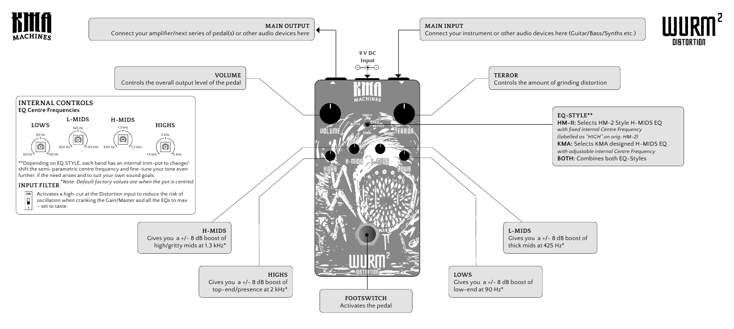KMA MACHINES

WURM² DISTORTION

**MAIN OUTPUT**
Connect your amplifier/next series of pedal(s) or other audio devices here

**MAIN INPUT**
Connect your instrument or other audio devices here (Guitar/Bass/Synths etc.)

9 V DC Input

**VOLUME**
Controls the overall output level of the pedal

**TERROR**
Controls the amount of grinding distortion

## INTERNAL CONTROLS

**EQ Centre Frequencies**

LOWS: 90 Hz (60 Hz – 150 Hz)

L-MIDS: 425 Hz (300 Hz – 1.05 kHz)

H-MIDS: 1.3 kHz (950 Hz – 3.2 kHz)

HIGHS: 2 kHz (1.4 kHz – 5 kHz)

**Depending on EQ STYLE, each band has an internal trim-pot to change/shift the semi-parametric centre frequency and fine-tune your tone even further, if the need arises and to suit your own sound goals.

*Note: Default factory values are when the pot is centred

## INPUT FILTER

ON / 1

Activates a high-cut at the Distortion input to reduce the risk of oscillation when cranking the Gain/Master and all the EQs to max – set to taste.

**EQ-STYLE****

**HM-II:** Selects HM-2 Style H-MIDS EQ
*with fixed internal Centre Frequency*
*(labelled as "HIGH" on orig. HM-2)*

**KMA:** Selects KMA designed H-MIDS EQ
*with adjustable internal Centre Frequency*

**BOTH:** Combines both EQ-Styles

**H-MIDS**
Gives you a +/- 8 dB boost of high/gritty mids at 1.3 kHz*

**L-MIDS**
Gives you a +/- 8 dB boost of thick mids at 425 Hz*

**HIGHS**
Gives you a +/- 8 dB boost of top-end/presence at 2 kHz*

**LOWS**
Gives you a +/- 8 dB boost of low-end at 90 Hz*

**FOOTSWITCH**
Activates the pedal